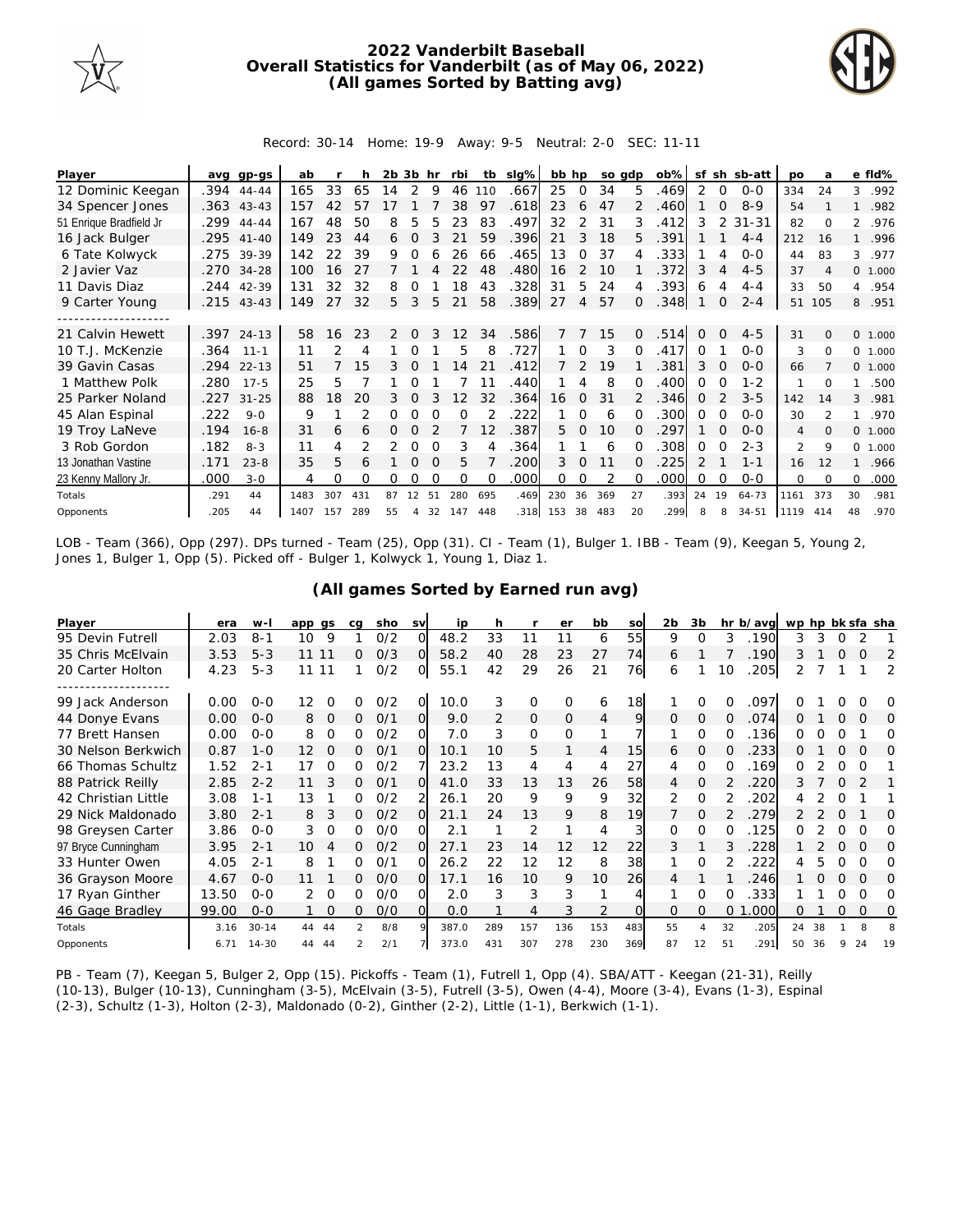# 2022 Vanderbilt Baseball
## Overall Statistics for Vanderbilt (as of May 06, 2022)
### (All games Sorted by Batting avg)

Record: 30-14 Home: 19-9 Away: 9-5 Neutral: 2-0 SEC: 11-11

| Player | avg | gp-gs | ab | r | h | 2b | 3b | hr | rbi | tb | slg% | bb | hp | so | gdp | ob% | sf | sh | sb-att | po | a | e | fld% |
|---|---|---|---|---|---|---|---|---|---|---|---|---|---|---|---|---|---|---|---|---|---|---|---|
| 12 Dominic Keegan | .394 | 44-44 | 165 | 33 | 65 | 14 | 2 | 9 | 46 | 110 | .667 | 25 | 0 | 34 | 5 | .469 | 2 | 0 | 0-0 | 334 | 24 | 3 | .992 |
| 34 Spencer Jones | .363 | 43-43 | 157 | 42 | 57 | 17 | 1 | 7 | 38 | 97 | .618 | 23 | 6 | 47 | 2 | .460 | 1 | 0 | 8-9 | 54 | 1 | 1 | .982 |
| 51 Enrique Bradfield Jr | .299 | 44-44 | 167 | 48 | 50 | 8 | 5 | 5 | 23 | 83 | .497 | 32 | 2 | 31 | 3 | .412 | 3 | 2 | 31-31 | 82 | 0 | 2 | .976 |
| 16 Jack Bulger | .295 | 41-40 | 149 | 23 | 44 | 6 | 0 | 3 | 21 | 59 | .396 | 21 | 3 | 18 | 5 | .391 | 1 | 1 | 4-4 | 212 | 16 | 1 | .996 |
| 6 Tate Kolwyck | .275 | 39-39 | 142 | 22 | 39 | 9 | 0 | 6 | 26 | 66 | .465 | 13 | 0 | 37 | 4 | .333 | 1 | 4 | 0-0 | 44 | 83 | 3 | .977 |
| 2 Javier Vaz | .270 | 34-28 | 100 | 16 | 27 | 7 | 1 | 4 | 22 | 48 | .480 | 16 | 2 | 10 | 1 | .372 | 3 | 4 | 4-5 | 37 | 4 | 0 | 1.000 |
| 11 Davis Diaz | .244 | 42-39 | 131 | 32 | 32 | 8 | 0 | 1 | 18 | 43 | .328 | 31 | 5 | 24 | 4 | .393 | 6 | 4 | 4-4 | 33 | 50 | 4 | .954 |
| 9 Carter Young | .215 | 43-43 | 149 | 27 | 32 | 5 | 3 | 5 | 21 | 58 | .389 | 27 | 4 | 57 | 0 | .348 | 1 | 0 | 2-4 | 51 | 105 | 8 | .951 |
| 21 Calvin Hewett | .397 | 24-13 | 58 | 16 | 23 | 2 | 0 | 3 | 12 | 34 | .586 | 7 | 7 | 15 | 0 | .514 | 0 | 0 | 4-5 | 31 | 0 | 0 | 1.000 |
| 10 T.J. McKenzie | .364 | 11-1 | 11 | 2 | 4 | 1 | 0 | 1 | 5 | 8 | .727 | 1 | 0 | 3 | 0 | .417 | 0 | 1 | 0-0 | 3 | 0 | 0 | 1.000 |
| 39 Gavin Casas | .294 | 22-13 | 51 | 7 | 15 | 3 | 0 | 1 | 14 | 21 | .412 | 7 | 2 | 19 | 1 | .381 | 3 | 0 | 0-0 | 66 | 7 | 0 | 1.000 |
| 1 Matthew Polk | .280 | 17-5 | 25 | 5 | 7 | 1 | 0 | 1 | 7 | 11 | .440 | 1 | 4 | 8 | 0 | .400 | 0 | 0 | 1-2 | 1 | 0 | 1 | .500 |
| 25 Parker Noland | .227 | 31-25 | 88 | 18 | 20 | 3 | 0 | 3 | 12 | 32 | .364 | 16 | 0 | 31 | 2 | .346 | 0 | 2 | 3-5 | 142 | 14 | 3 | .981 |
| 45 Alan Espinal | .222 | 9-0 | 9 | 1 | 2 | 0 | 0 | 0 | 0 | 2 | .222 | 1 | 0 | 6 | 0 | .300 | 0 | 0 | 0-0 | 30 | 2 | 1 | .970 |
| 19 Troy LaNeve | .194 | 16-8 | 31 | 6 | 6 | 0 | 0 | 2 | 7 | 12 | .387 | 5 | 0 | 10 | 0 | .297 | 1 | 0 | 0-0 | 4 | 0 | 0 | 1.000 |
| 3 Rob Gordon | .182 | 8-3 | 11 | 4 | 2 | 2 | 0 | 0 | 3 | 4 | .364 | 1 | 1 | 6 | 0 | .308 | 0 | 0 | 2-3 | 2 | 9 | 0 | 1.000 |
| 13 Jonathan Vastine | .171 | 23-8 | 35 | 5 | 6 | 1 | 0 | 0 | 5 | 7 | .200 | 3 | 0 | 11 | 0 | .225 | 2 | 1 | 1-1 | 16 | 12 | 1 | .966 |
| 23 Kenny Mallory Jr. | .000 | 3-0 | 4 | 0 | 0 | 0 | 0 | 0 | 0 | 0 | .000 | 0 | 0 | 2 | 0 | .000 | 0 | 0 | 0-0 | 0 | 0 | 0 | .000 |
| Totals | .291 | 44 | 1483 | 307 | 431 | 87 | 12 | 51 | 280 | 695 | .469 | 230 | 36 | 369 | 27 | .393 | 24 | 19 | 64-73 | 1161 | 373 | 30 | .981 |
| Opponents | .205 | 44 | 1407 | 157 | 289 | 55 | 4 | 32 | 147 | 448 | .318 | 153 | 38 | 483 | 20 | .299 | 8 | 8 | 34-51 | 1119 | 414 | 48 | .970 |

LOB - Team (366), Opp (297). DPs turned - Team (25), Opp (31). CI - Team (1), Bulger 1. IBB - Team (9), Keegan 5, Young 2, Jones 1, Bulger 1, Opp (5). Picked off - Bulger 1, Kolwyck 1, Young 1, Diaz 1.

### (All games Sorted by Earned run avg)

| Player | era | w-l | app | gs | cg | sho | sv | ip | h | r | er | bb | so | 2b | 3b | hr | b/avg | wp | hp | bk | sfa | sha |
|---|---|---|---|---|---|---|---|---|---|---|---|---|---|---|---|---|---|---|---|---|---|---|
| 95 Devin Futrell | 2.03 | 8-1 | 10 | 9 | 1 | 0/2 | 0 | 48.2 | 33 | 11 | 11 | 6 | 55 | 9 | 0 | 3 | .190 | 3 | 3 | 0 | 2 | 1 |
| 35 Chris McElvain | 3.53 | 5-3 | 11 | 11 | 0 | 0/3 | 0 | 58.2 | 40 | 28 | 23 | 27 | 74 | 6 | 1 | 7 | .190 | 3 | 1 | 0 | 0 | 2 |
| 20 Carter Holton | 4.23 | 5-3 | 11 | 11 | 1 | 0/2 | 0 | 55.1 | 42 | 29 | 26 | 21 | 76 | 6 | 1 | 10 | .205 | 2 | 7 | 1 | 1 | 2 |
| 99 Jack Anderson | 0.00 | 0-0 | 12 | 0 | 0 | 0/2 | 0 | 10.0 | 3 | 0 | 0 | 6 | 18 | 1 | 0 | 0 | .097 | 0 | 1 | 0 | 0 | 0 |
| 44 Donye Evans | 0.00 | 0-0 | 8 | 0 | 0 | 0/1 | 0 | 9.0 | 2 | 0 | 0 | 4 | 9 | 0 | 0 | 0 | .074 | 0 | 1 | 0 | 0 | 0 |
| 77 Brett Hansen | 0.00 | 0-0 | 8 | 0 | 0 | 0/2 | 0 | 7.0 | 3 | 0 | 0 | 1 | 7 | 1 | 0 | 0 | .136 | 0 | 0 | 0 | 1 | 0 |
| 30 Nelson Berkwich | 0.87 | 1-0 | 12 | 0 | 0 | 0/1 | 0 | 10.1 | 10 | 5 | 1 | 4 | 15 | 6 | 0 | 0 | .233 | 0 | 1 | 0 | 0 | 0 |
| 66 Thomas Schultz | 1.52 | 2-1 | 17 | 0 | 0 | 0/2 | 7 | 23.2 | 13 | 4 | 4 | 4 | 27 | 4 | 0 | 0 | .169 | 0 | 2 | 0 | 0 | 1 |
| 88 Patrick Reilly | 2.85 | 2-2 | 11 | 3 | 0 | 0/1 | 0 | 41.0 | 33 | 13 | 13 | 26 | 58 | 4 | 0 | 2 | .220 | 3 | 7 | 0 | 2 | 1 |
| 42 Christian Little | 3.08 | 1-1 | 13 | 1 | 0 | 0/2 | 2 | 26.1 | 20 | 9 | 9 | 9 | 32 | 2 | 0 | 2 | .202 | 4 | 2 | 0 | 1 | 1 |
| 29 Nick Maldonado | 3.80 | 2-1 | 8 | 3 | 0 | 0/2 | 0 | 21.1 | 24 | 13 | 9 | 8 | 19 | 7 | 0 | 2 | .279 | 2 | 2 | 0 | 1 | 0 |
| 98 Greysen Carter | 3.86 | 0-0 | 3 | 0 | 0 | 0/0 | 0 | 2.1 | 1 | 2 | 1 | 4 | 3 | 0 | 0 | 0 | .125 | 0 | 2 | 0 | 0 | 0 |
| 97 Bryce Cunningham | 3.95 | 2-1 | 10 | 4 | 0 | 0/2 | 0 | 27.1 | 23 | 14 | 12 | 12 | 22 | 3 | 1 | 3 | .228 | 1 | 2 | 0 | 0 | 0 |
| 33 Hunter Owen | 4.05 | 2-1 | 8 | 1 | 0 | 0/1 | 0 | 26.2 | 22 | 12 | 12 | 8 | 38 | 1 | 0 | 2 | .222 | 4 | 5 | 0 | 0 | 0 |
| 36 Grayson Moore | 4.67 | 0-0 | 11 | 1 | 0 | 0/0 | 0 | 17.1 | 16 | 10 | 9 | 10 | 26 | 4 | 1 | 1 | .246 | 1 | 0 | 0 | 0 | 0 |
| 17 Ryan Ginther | 13.50 | 0-0 | 2 | 0 | 0 | 0/0 | 0 | 2.0 | 3 | 3 | 3 | 1 | 4 | 1 | 0 | 0 | .333 | 1 | 1 | 0 | 0 | 0 |
| 46 Gage Bradley | 99.00 | 0-0 | 1 | 0 | 0 | 0/0 | 0 | 0.0 | 1 | 4 | 3 | 2 | 0 | 0 | 0 | 0 | 1.000 | 0 | 1 | 0 | 0 | 0 |
| Totals | 3.16 | 30-14 | 44 | 44 | 2 | 8/8 | 9 | 387.0 | 289 | 157 | 136 | 153 | 483 | 55 | 4 | 32 | .205 | 24 | 38 | 1 | 8 | 8 |
| Opponents | 6.71 | 14-30 | 44 | 44 | 2 | 2/1 | 7 | 373.0 | 431 | 307 | 278 | 230 | 369 | 87 | 12 | 51 | .291 | 50 | 36 | 9 | 24 | 19 |

PB - Team (7), Keegan 5, Bulger 2, Opp (15). Pickoffs - Team (1), Futrell 1, Opp (4). SBA/ATT - Keegan (21-31), Reilly (10-13), Bulger (10-13), Cunningham (3-5), McElvain (3-5), Futrell (3-5), Owen (4-4), Moore (3-4), Evans (1-3), Espinal (2-3), Schultz (1-3), Holton (2-3), Maldonado (0-2), Ginther (2-2), Little (1-1), Berkwich (1-1).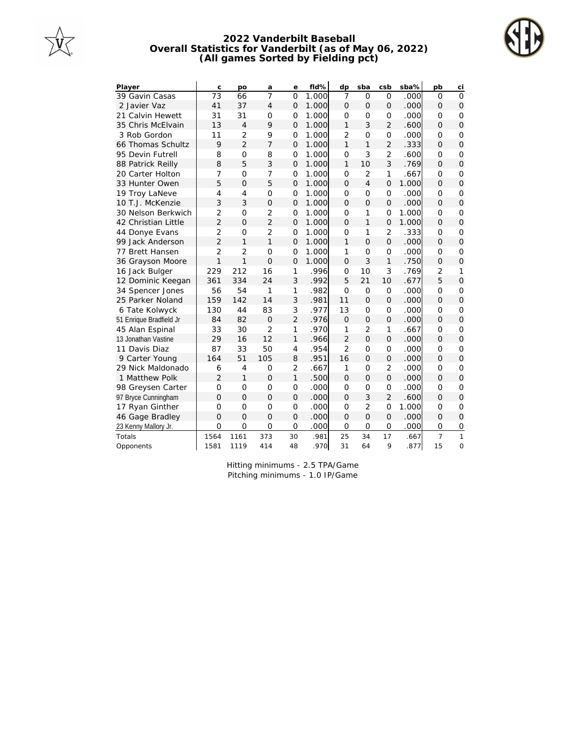# 2022 Vanderbilt Baseball
## Overall Statistics for Vanderbilt (as of May 06, 2022)
### (All games Sorted by Fielding pct)

| Player | c | po | a | e | fld% | dp | sba | csb | sba% | pb | ci |
|---|---|---|---|---|---|---|---|---|---|---|---|
| 39 Gavin Casas | 73 | 66 | 7 | 0 | 1.000 | 7 | 0 | 0 | .000 | 0 | 0 |
| 2 Javier Vaz | 41 | 37 | 4 | 0 | 1.000 | 0 | 0 | 0 | .000 | 0 | 0 |
| 21 Calvin Hewett | 31 | 31 | 0 | 0 | 1.000 | 0 | 0 | 0 | .000 | 0 | 0 |
| 35 Chris McElvain | 13 | 4 | 9 | 0 | 1.000 | 1 | 3 | 2 | .600 | 0 | 0 |
| 3 Rob Gordon | 11 | 2 | 9 | 0 | 1.000 | 2 | 0 | 0 | .000 | 0 | 0 |
| 66 Thomas Schultz | 9 | 2 | 7 | 0 | 1.000 | 1 | 1 | 2 | .333 | 0 | 0 |
| 95 Devin Futrell | 8 | 0 | 8 | 0 | 1.000 | 0 | 3 | 2 | .600 | 0 | 0 |
| 88 Patrick Reilly | 8 | 5 | 3 | 0 | 1.000 | 1 | 10 | 3 | .769 | 0 | 0 |
| 20 Carter Holton | 7 | 0 | 7 | 0 | 1.000 | 0 | 2 | 1 | .667 | 0 | 0 |
| 33 Hunter Owen | 5 | 0 | 5 | 0 | 1.000 | 0 | 4 | 0 | 1.000 | 0 | 0 |
| 19 Troy LaNeve | 4 | 4 | 0 | 0 | 1.000 | 0 | 0 | 0 | .000 | 0 | 0 |
| 10 T.J. McKenzie | 3 | 3 | 0 | 0 | 1.000 | 0 | 0 | 0 | .000 | 0 | 0 |
| 30 Nelson Berkwich | 2 | 0 | 2 | 0 | 1.000 | 0 | 1 | 0 | 1.000 | 0 | 0 |
| 42 Christian Little | 2 | 0 | 2 | 0 | 1.000 | 0 | 1 | 0 | 1.000 | 0 | 0 |
| 44 Donye Evans | 2 | 0 | 2 | 0 | 1.000 | 0 | 1 | 2 | .333 | 0 | 0 |
| 99 Jack Anderson | 2 | 1 | 1 | 0 | 1.000 | 1 | 0 | 0 | .000 | 0 | 0 |
| 77 Brett Hansen | 2 | 2 | 0 | 0 | 1.000 | 1 | 0 | 0 | .000 | 0 | 0 |
| 36 Grayson Moore | 1 | 1 | 0 | 0 | 1.000 | 0 | 3 | 1 | .750 | 0 | 0 |
| 16 Jack Bulger | 229 | 212 | 16 | 1 | .996 | 0 | 10 | 3 | .769 | 2 | 1 |
| 12 Dominic Keegan | 361 | 334 | 24 | 3 | .992 | 5 | 21 | 10 | .677 | 5 | 0 |
| 34 Spencer Jones | 56 | 54 | 1 | 1 | .982 | 0 | 0 | 0 | .000 | 0 | 0 |
| 25 Parker Noland | 159 | 142 | 14 | 3 | .981 | 11 | 0 | 0 | .000 | 0 | 0 |
| 6 Tate Kolwyck | 130 | 44 | 83 | 3 | .977 | 13 | 0 | 0 | .000 | 0 | 0 |
| 51 Enrique Bradfield Jr | 84 | 82 | 0 | 2 | .976 | 0 | 0 | 0 | .000 | 0 | 0 |
| 45 Alan Espinal | 33 | 30 | 2 | 1 | .970 | 1 | 2 | 1 | .667 | 0 | 0 |
| 13 Jonathan Vastine | 29 | 16 | 12 | 1 | .966 | 2 | 0 | 0 | .000 | 0 | 0 |
| 11 Davis Diaz | 87 | 33 | 50 | 4 | .954 | 2 | 0 | 0 | .000 | 0 | 0 |
| 9 Carter Young | 164 | 51 | 105 | 8 | .951 | 16 | 0 | 0 | .000 | 0 | 0 |
| 29 Nick Maldonado | 6 | 4 | 0 | 2 | .667 | 1 | 0 | 2 | .000 | 0 | 0 |
| 1 Matthew Polk | 2 | 1 | 0 | 1 | .500 | 0 | 0 | 0 | .000 | 0 | 0 |
| 98 Greysen Carter | 0 | 0 | 0 | 0 | .000 | 0 | 0 | 0 | .000 | 0 | 0 |
| 97 Bryce Cunningham | 0 | 0 | 0 | 0 | .000 | 0 | 3 | 2 | .600 | 0 | 0 |
| 17 Ryan Ginther | 0 | 0 | 0 | 0 | .000 | 0 | 2 | 0 | 1.000 | 0 | 0 |
| 46 Gage Bradley | 0 | 0 | 0 | 0 | .000 | 0 | 0 | 0 | .000 | 0 | 0 |
| 23 Kenny Mallory Jr. | 0 | 0 | 0 | 0 | .000 | 0 | 0 | 0 | .000 | 0 | 0 |
| Totals | 1564 | 1161 | 373 | 30 | .981 | 25 | 34 | 17 | .667 | 7 | 1 |
| Opponents | 1581 | 1119 | 414 | 48 | .970 | 31 | 64 | 9 | .877 | 15 | 0 |

Hitting minimums - 2.5 TPA/Game
Pitching minimums - 1.0 IP/Game